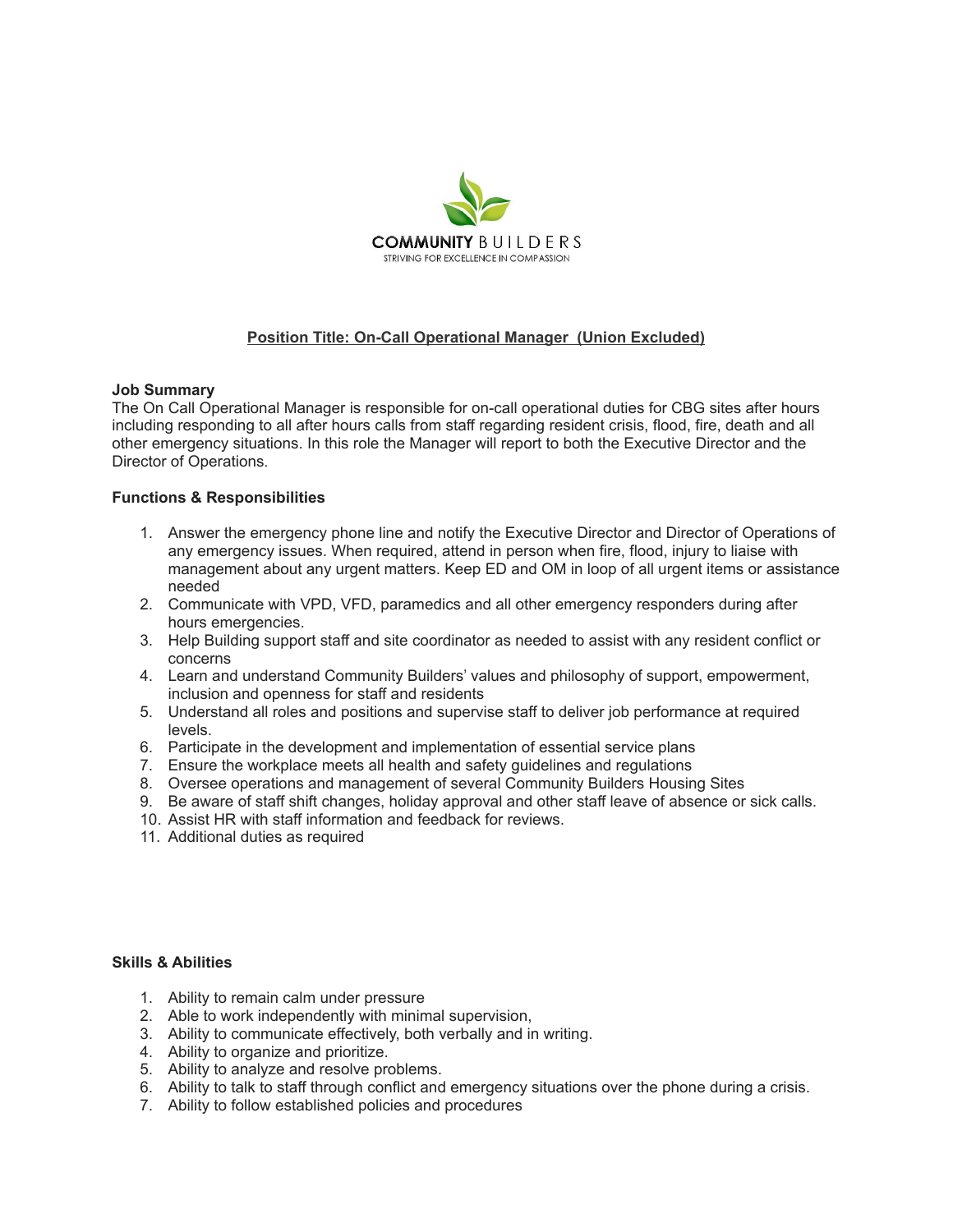COMMUNITY BUILDERS

STRIVING FOR EXCELLENCE IN COMPASSION

## Position Title: On-Call Operational Manager (Union Excluded)

**Job Summary**

The On Call Operational Manager is responsible for on-call operational duties for CBG sites after hours including responding to all after hours calls from staff regarding resident crisis, flood, fire, death and all other emergency situations. In this role the Manager will report to both the Executive Director and the Director of Operations.

**Functions & Responsibilities**

1. Answer the emergency phone line and notify the Executive Director and Director of Operations of any emergency issues. When required, attend in person when fire, flood, injury to liaise with management about any urgent matters. Keep ED and OM in loop of all urgent items or assistance needed
2. Communicate with VPD, VFD, paramedics and all other emergency responders during after hours emergencies.
3. Help Building support staff and site coordinator as needed to assist with any resident conflict or concerns
4. Learn and understand Community Builders' values and philosophy of support, empowerment, inclusion and openness for staff and residents
5. Understand all roles and positions and supervise staff to deliver job performance at required levels.
6. Participate in the development and implementation of essential service plans
7. Ensure the workplace meets all health and safety guidelines and regulations
8. Oversee operations and management of several Community Builders Housing Sites
9. Be aware of staff shift changes, holiday approval and other staff leave of absence or sick calls.
10. Assist HR with staff information and feedback for reviews.
11. Additional duties as required

**Skills & Abilities**

1. Ability to remain calm under pressure
2. Able to work independently with minimal supervision,
3. Ability to communicate effectively, both verbally and in writing.
4. Ability to organize and prioritize.
5. Ability to analyze and resolve problems.
6. Ability to talk to staff through conflict and emergency situations over the phone during a crisis.
7. Ability to follow established policies and procedures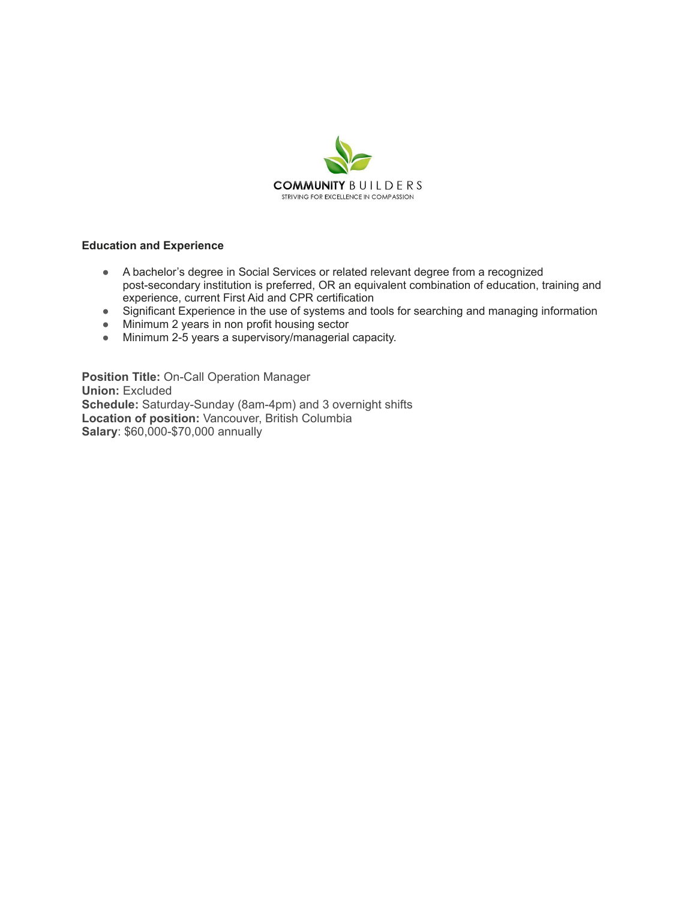COMMUNITY BUILDERS
STRIVING FOR EXCELLENCE IN COMPASSION

**Education and Experience**

- A bachelor's degree in Social Services or related relevant degree from a recognized post-secondary institution is preferred, OR an equivalent combination of education, training and experience, current First Aid and CPR certification
- Significant Experience in the use of systems and tools for searching and managing information
- Minimum 2 years in non profit housing sector
- Minimum 2-5 years a supervisory/managerial capacity.

**Position Title:** On-Call Operation Manager
**Union:** Excluded
**Schedule:** Saturday-Sunday (8am-4pm) and 3 overnight shifts
**Location of position:** Vancouver, British Columbia
**Salary**: $60,000-$70,000 annually